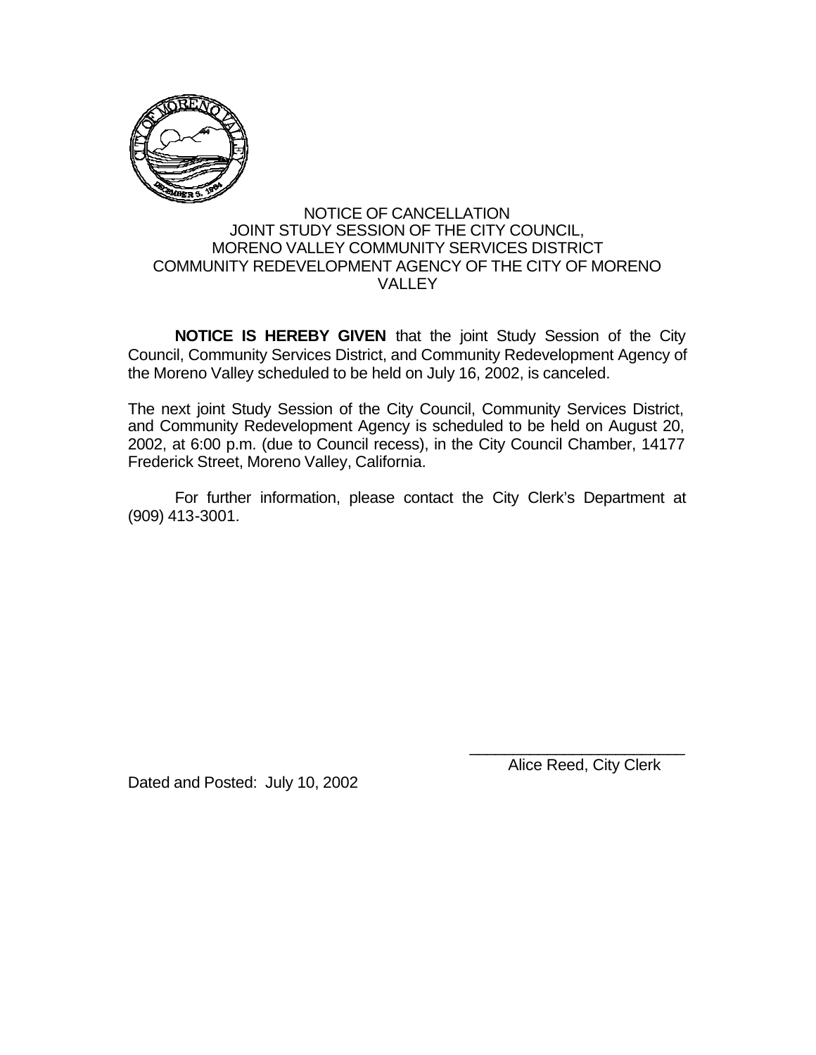# NOTICE OF CANCELLATION
# JOINT STUDY SESSION OF THE CITY COUNCIL, MORENO VALLEY COMMUNITY SERVICES DISTRICT COMMUNITY REDEVELOPMENT AGENCY OF THE CITY OF MORENO VALLEY

**NOTICE IS HEREBY GIVEN** that the joint Study Session of the City Council, Community Services District, and Community Redevelopment Agency of the Moreno Valley scheduled to be held on July 16, 2002, is canceled.

The next joint Study Session of the City Council, Community Services District, and Community Redevelopment Agency is scheduled to be held on August 20, 2002, at 6:00 p.m. (due to Council recess), in the City Council Chamber, 14177 Frederick Street, Moreno Valley, California.

For further information, please contact the City Clerk's Department at (909) 413-3001.

\_\_\_\_\_\_\_\_\_\_\_\_\_\_\_\_\_\_\_\_\_\_\_\_\_\_

Alice Reed, City Clerk

Dated and Posted: July 10, 2002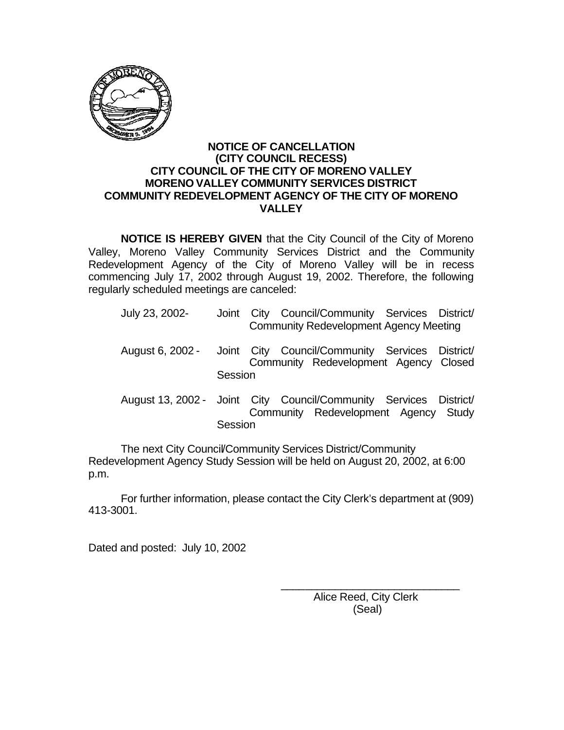**NOTICE OF CANCELLATION**
**(CITY COUNCIL RECESS)**
**CITY COUNCIL OF THE CITY OF MORENO VALLEY**
**MORENO VALLEY COMMUNITY SERVICES DISTRICT**
**COMMUNITY REDEVELOPMENT AGENCY OF THE CITY OF MORENO VALLEY**

**NOTICE IS HEREBY GIVEN** that the City Council of the City of Moreno Valley, Moreno Valley Community Services District and the Community Redevelopment Agency of the City of Moreno Valley will be in recess commencing July 17, 2002 through August 19, 2002. Therefore, the following regularly scheduled meetings are canceled:

July 23, 2002- Joint City Council/Community Services District/ Community Redevelopment Agency Meeting

August 6, 2002 - Joint City Council/Community Services District/ Community Redevelopment Agency Closed Session

August 13, 2002 - Joint City Council/Community Services District/ Community Redevelopment Agency Study Session

The next City Council/Community Services District/Community Redevelopment Agency Study Session will be held on August 20, 2002, at 6:00 p.m.

For further information, please contact the City Clerk's department at (909) 413-3001.

Dated and posted: July 10, 2002

\_\_\_\_\_\_\_\_\_\_\_\_\_\_\_\_\_\_\_\_\_\_\_\_\_\_\_\_\_\_\_\_

Alice Reed, City Clerk
(Seal)